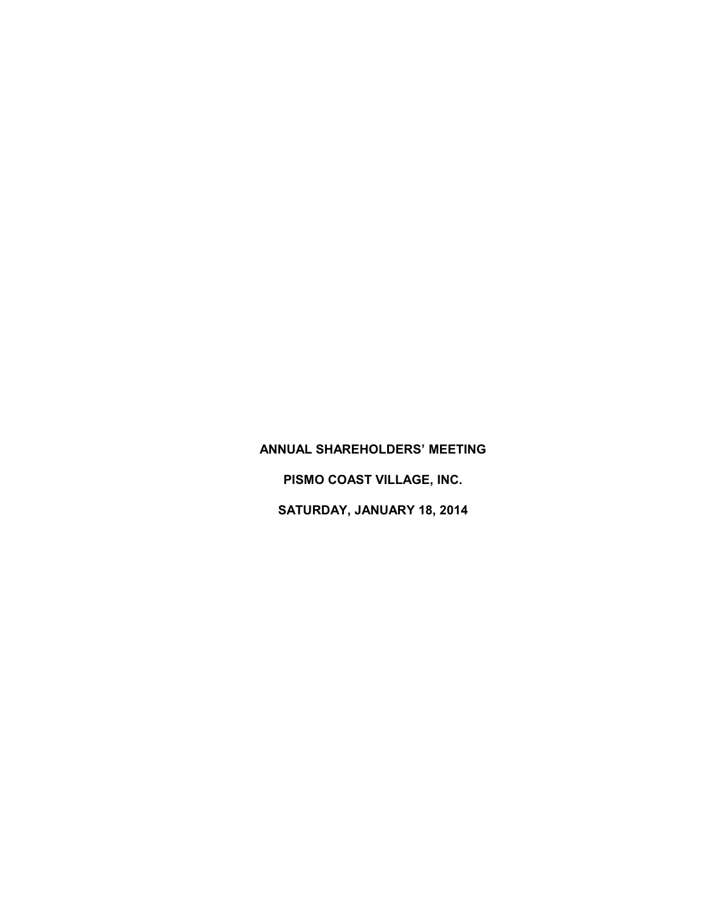# ANNUAL SHAREHOLDERS' MEETING

# PISMO COAST VILLAGE, INC.

# SATURDAY, JANUARY 18, 2014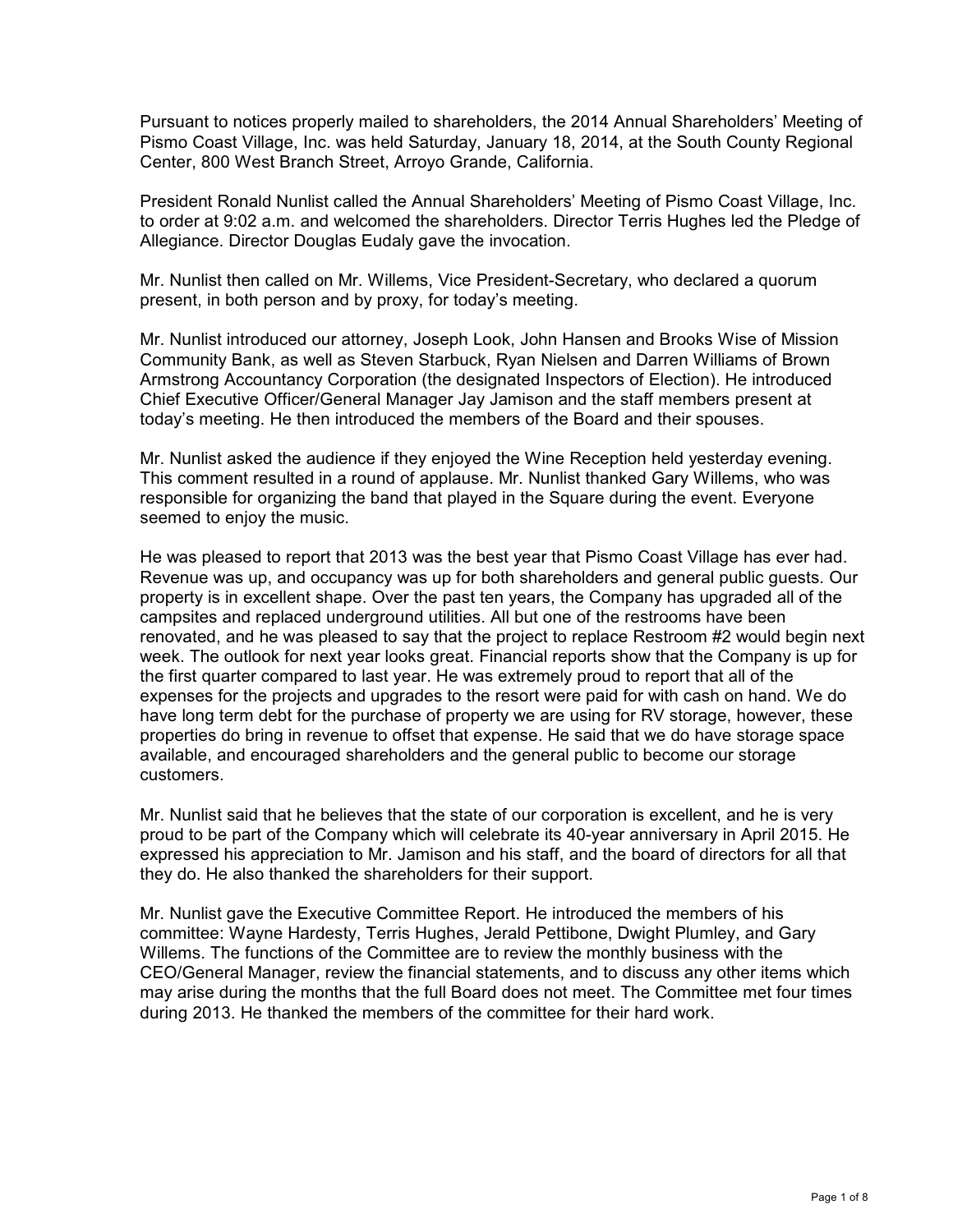Pursuant to notices properly mailed to shareholders, the 2014 Annual Shareholders' Meeting of Pismo Coast Village, Inc. was held Saturday, January 18, 2014, at the South County Regional Center, 800 West Branch Street, Arroyo Grande, California.

President Ronald Nunlist called the Annual Shareholders' Meeting of Pismo Coast Village, Inc. to order at 9:02 a.m. and welcomed the shareholders. Director Terris Hughes led the Pledge of Allegiance. Director Douglas Eudaly gave the invocation.

Mr. Nunlist then called on Mr. Willems, Vice President-Secretary, who declared a quorum present, in both person and by proxy, for today's meeting.

Mr. Nunlist introduced our attorney, Joseph Look, John Hansen and Brooks Wise of Mission Community Bank, as well as Steven Starbuck, Ryan Nielsen and Darren Williams of Brown Armstrong Accountancy Corporation (the designated Inspectors of Election). He introduced Chief Executive Officer/General Manager Jay Jamison and the staff members present at today's meeting. He then introduced the members of the Board and their spouses.

Mr. Nunlist asked the audience if they enjoyed the Wine Reception held yesterday evening. This comment resulted in a round of applause. Mr. Nunlist thanked Gary Willems, who was responsible for organizing the band that played in the Square during the event. Everyone seemed to enjoy the music.

He was pleased to report that 2013 was the best year that Pismo Coast Village has ever had. Revenue was up, and occupancy was up for both shareholders and general public guests. Our property is in excellent shape. Over the past ten years, the Company has upgraded all of the campsites and replaced underground utilities. All but one of the restrooms have been renovated, and he was pleased to say that the project to replace Restroom #2 would begin next week. The outlook for next year looks great. Financial reports show that the Company is up for the first quarter compared to last year. He was extremely proud to report that all of the expenses for the projects and upgrades to the resort were paid for with cash on hand. We do have long term debt for the purchase of property we are using for RV storage, however, these properties do bring in revenue to offset that expense. He said that we do have storage space available, and encouraged shareholders and the general public to become our storage customers.

Mr. Nunlist said that he believes that the state of our corporation is excellent, and he is very proud to be part of the Company which will celebrate its 40-year anniversary in April 2015. He expressed his appreciation to Mr. Jamison and his staff, and the board of directors for all that they do. He also thanked the shareholders for their support.

Mr. Nunlist gave the Executive Committee Report. He introduced the members of his committee: Wayne Hardesty, Terris Hughes, Jerald Pettibone, Dwight Plumley, and Gary Willems. The functions of the Committee are to review the monthly business with the CEO/General Manager, review the financial statements, and to discuss any other items which may arise during the months that the full Board does not meet. The Committee met four times during 2013. He thanked the members of the committee for their hard work.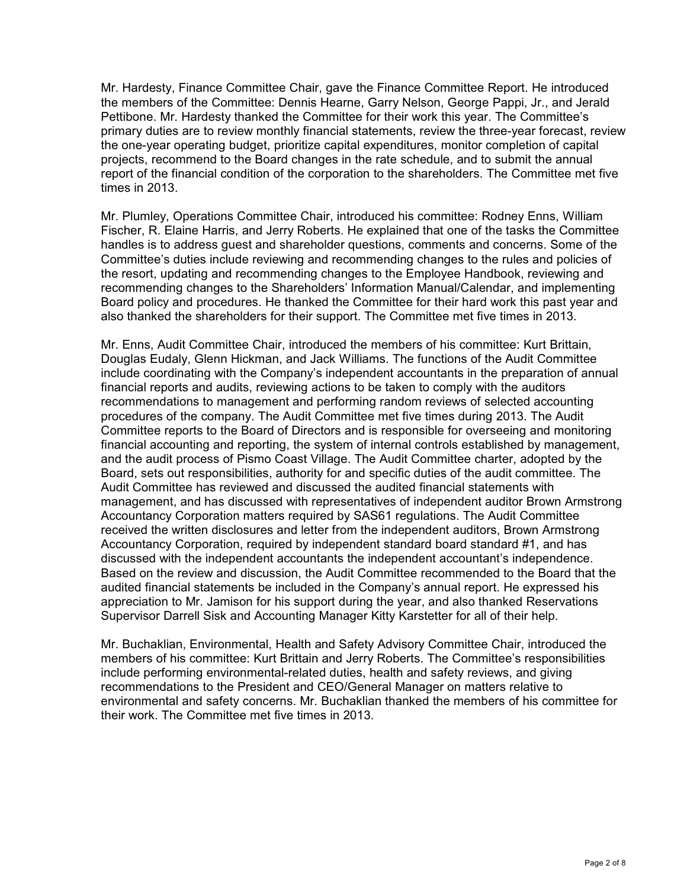Mr. Hardesty, Finance Committee Chair, gave the Finance Committee Report. He introduced the members of the Committee: Dennis Hearne, Garry Nelson, George Pappi, Jr., and Jerald Pettibone. Mr. Hardesty thanked the Committee for their work this year. The Committee's primary duties are to review monthly financial statements, review the three-year forecast, review the one-year operating budget, prioritize capital expenditures, monitor completion of capital projects, recommend to the Board changes in the rate schedule, and to submit the annual report of the financial condition of the corporation to the shareholders. The Committee met five times in 2013.

Mr. Plumley, Operations Committee Chair, introduced his committee: Rodney Enns, William Fischer, R. Elaine Harris, and Jerry Roberts. He explained that one of the tasks the Committee handles is to address guest and shareholder questions, comments and concerns. Some of the Committee's duties include reviewing and recommending changes to the rules and policies of the resort, updating and recommending changes to the Employee Handbook, reviewing and recommending changes to the Shareholders' Information Manual/Calendar, and implementing Board policy and procedures. He thanked the Committee for their hard work this past year and also thanked the shareholders for their support. The Committee met five times in 2013.

Mr. Enns, Audit Committee Chair, introduced the members of his committee: Kurt Brittain, Douglas Eudaly, Glenn Hickman, and Jack Williams. The functions of the Audit Committee include coordinating with the Company's independent accountants in the preparation of annual financial reports and audits, reviewing actions to be taken to comply with the auditors recommendations to management and performing random reviews of selected accounting procedures of the company. The Audit Committee met five times during 2013. The Audit Committee reports to the Board of Directors and is responsible for overseeing and monitoring financial accounting and reporting, the system of internal controls established by management, and the audit process of Pismo Coast Village. The Audit Committee charter, adopted by the Board, sets out responsibilities, authority for and specific duties of the audit committee. The Audit Committee has reviewed and discussed the audited financial statements with management, and has discussed with representatives of independent auditor Brown Armstrong Accountancy Corporation matters required by SAS61 regulations. The Audit Committee received the written disclosures and letter from the independent auditors, Brown Armstrong Accountancy Corporation, required by independent standard board standard #1, and has discussed with the independent accountants the independent accountant's independence. Based on the review and discussion, the Audit Committee recommended to the Board that the audited financial statements be included in the Company's annual report. He expressed his appreciation to Mr. Jamison for his support during the year, and also thanked Reservations Supervisor Darrell Sisk and Accounting Manager Kitty Karstetter for all of their help.

Mr. Buchaklian, Environmental, Health and Safety Advisory Committee Chair, introduced the members of his committee: Kurt Brittain and Jerry Roberts. The Committee's responsibilities include performing environmental-related duties, health and safety reviews, and giving recommendations to the President and CEO/General Manager on matters relative to environmental and safety concerns. Mr. Buchaklian thanked the members of his committee for their work. The Committee met five times in 2013.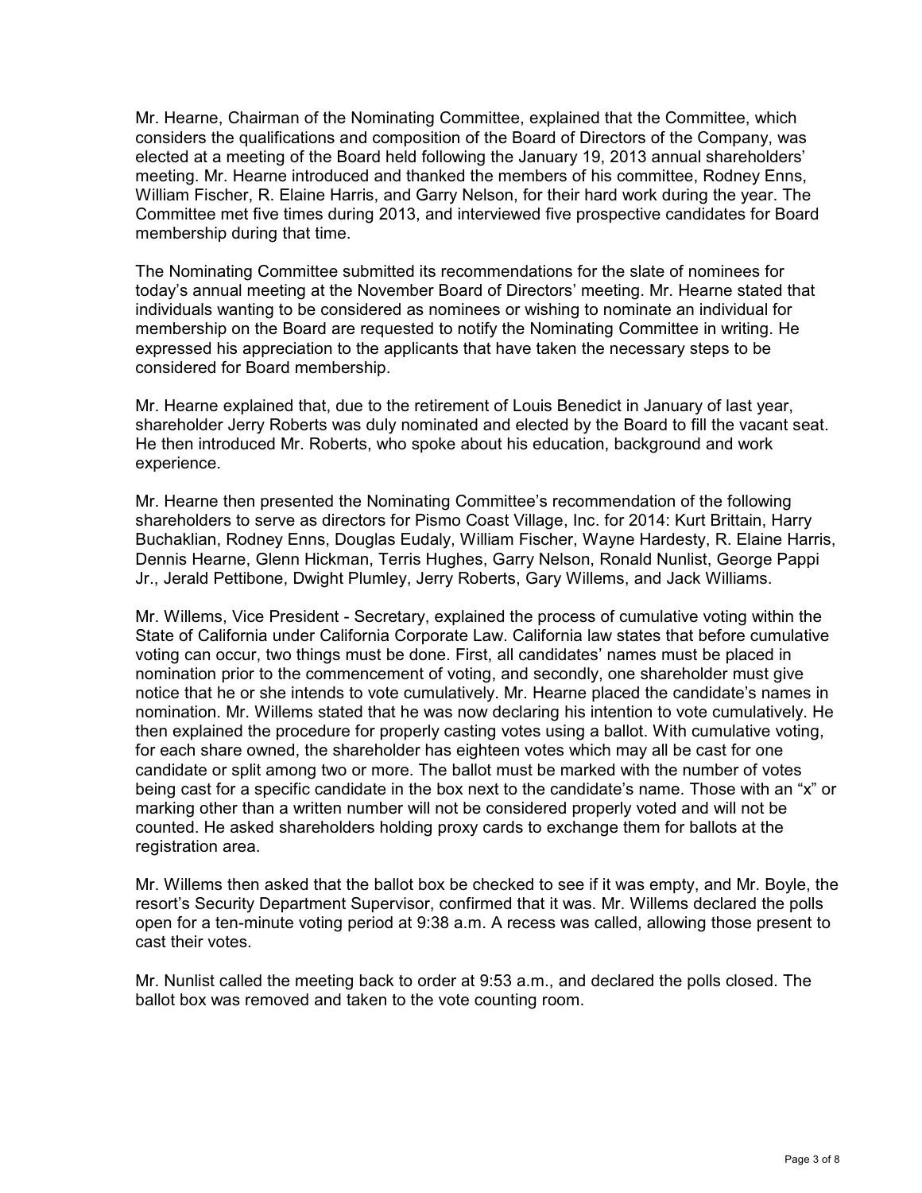Mr. Hearne, Chairman of the Nominating Committee, explained that the Committee, which considers the qualifications and composition of the Board of Directors of the Company, was elected at a meeting of the Board held following the January 19, 2013 annual shareholders' meeting. Mr. Hearne introduced and thanked the members of his committee, Rodney Enns, William Fischer, R. Elaine Harris, and Garry Nelson, for their hard work during the year. The Committee met five times during 2013, and interviewed five prospective candidates for Board membership during that time.

The Nominating Committee submitted its recommendations for the slate of nominees for today's annual meeting at the November Board of Directors' meeting. Mr. Hearne stated that individuals wanting to be considered as nominees or wishing to nominate an individual for membership on the Board are requested to notify the Nominating Committee in writing. He expressed his appreciation to the applicants that have taken the necessary steps to be considered for Board membership.

Mr. Hearne explained that, due to the retirement of Louis Benedict in January of last year, shareholder Jerry Roberts was duly nominated and elected by the Board to fill the vacant seat. He then introduced Mr. Roberts, who spoke about his education, background and work experience.

Mr. Hearne then presented the Nominating Committee's recommendation of the following shareholders to serve as directors for Pismo Coast Village, Inc. for 2014: Kurt Brittain, Harry Buchaklian, Rodney Enns, Douglas Eudaly, William Fischer, Wayne Hardesty, R. Elaine Harris, Dennis Hearne, Glenn Hickman, Terris Hughes, Garry Nelson, Ronald Nunlist, George Pappi Jr., Jerald Pettibone, Dwight Plumley, Jerry Roberts, Gary Willems, and Jack Williams.

Mr. Willems, Vice President - Secretary, explained the process of cumulative voting within the State of California under California Corporate Law. California law states that before cumulative voting can occur, two things must be done. First, all candidates' names must be placed in nomination prior to the commencement of voting, and secondly, one shareholder must give notice that he or she intends to vote cumulatively. Mr. Hearne placed the candidate's names in nomination. Mr. Willems stated that he was now declaring his intention to vote cumulatively. He then explained the procedure for properly casting votes using a ballot. With cumulative voting, for each share owned, the shareholder has eighteen votes which may all be cast for one candidate or split among two or more. The ballot must be marked with the number of votes being cast for a specific candidate in the box next to the candidate's name. Those with an "x" or marking other than a written number will not be considered properly voted and will not be counted. He asked shareholders holding proxy cards to exchange them for ballots at the registration area.

Mr. Willems then asked that the ballot box be checked to see if it was empty, and Mr. Boyle, the resort's Security Department Supervisor, confirmed that it was. Mr. Willems declared the polls open for a ten-minute voting period at 9:38 a.m. A recess was called, allowing those present to cast their votes.

Mr. Nunlist called the meeting back to order at 9:53 a.m., and declared the polls closed. The ballot box was removed and taken to the vote counting room.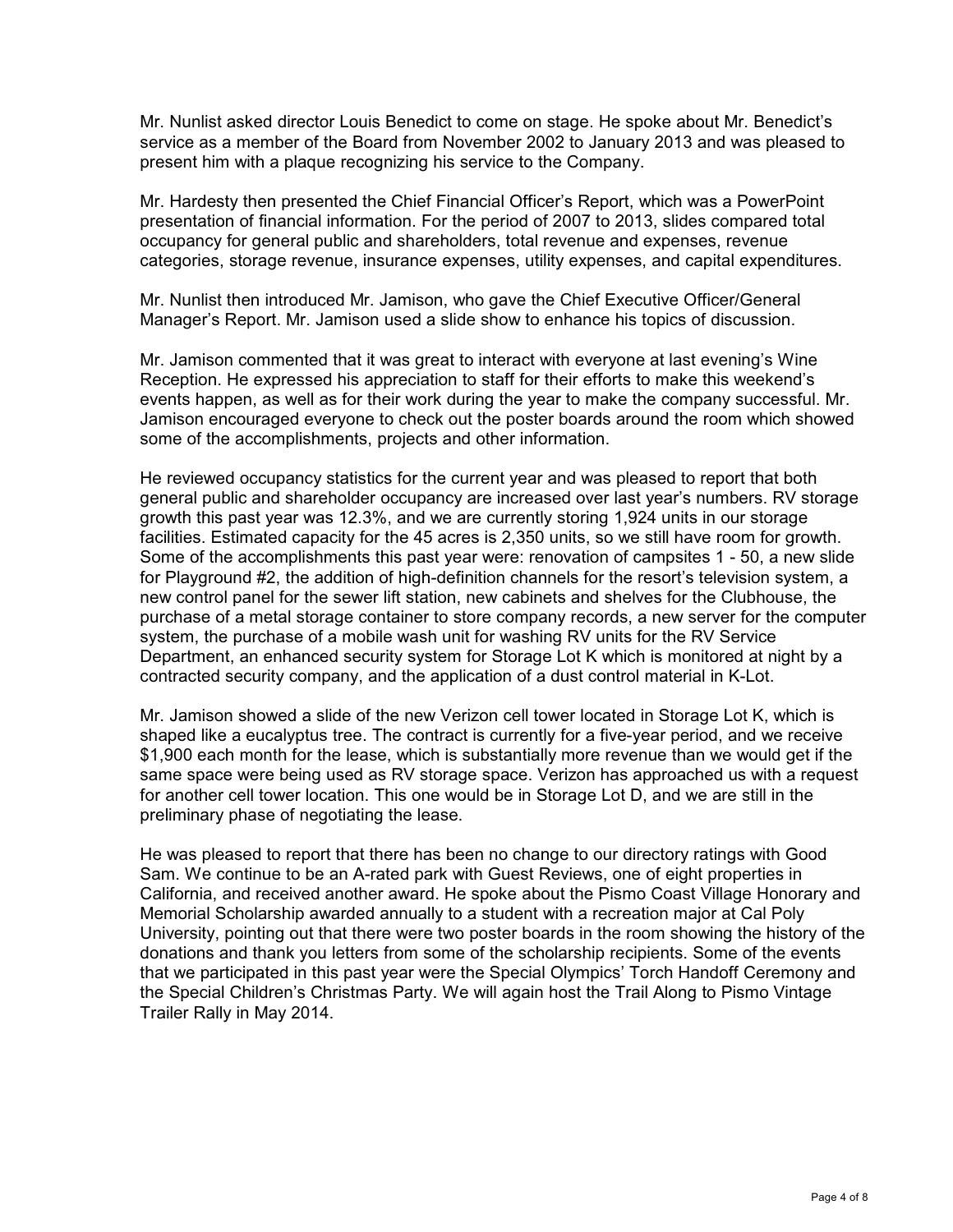Mr. Nunlist asked director Louis Benedict to come on stage. He spoke about Mr. Benedict's service as a member of the Board from November 2002 to January 2013 and was pleased to present him with a plaque recognizing his service to the Company.

Mr. Hardesty then presented the Chief Financial Officer's Report, which was a PowerPoint presentation of financial information. For the period of 2007 to 2013, slides compared total occupancy for general public and shareholders, total revenue and expenses, revenue categories, storage revenue, insurance expenses, utility expenses, and capital expenditures.

Mr. Nunlist then introduced Mr. Jamison, who gave the Chief Executive Officer/General Manager's Report. Mr. Jamison used a slide show to enhance his topics of discussion.

Mr. Jamison commented that it was great to interact with everyone at last evening's Wine Reception. He expressed his appreciation to staff for their efforts to make this weekend's events happen, as well as for their work during the year to make the company successful. Mr. Jamison encouraged everyone to check out the poster boards around the room which showed some of the accomplishments, projects and other information.

He reviewed occupancy statistics for the current year and was pleased to report that both general public and shareholder occupancy are increased over last year's numbers. RV storage growth this past year was 12.3%, and we are currently storing 1,924 units in our storage facilities. Estimated capacity for the 45 acres is 2,350 units, so we still have room for growth. Some of the accomplishments this past year were: renovation of campsites 1 - 50, a new slide for Playground #2, the addition of high-definition channels for the resort's television system, a new control panel for the sewer lift station, new cabinets and shelves for the Clubhouse, the purchase of a metal storage container to store company records, a new server for the computer system, the purchase of a mobile wash unit for washing RV units for the RV Service Department, an enhanced security system for Storage Lot K which is monitored at night by a contracted security company, and the application of a dust control material in K-Lot.

Mr. Jamison showed a slide of the new Verizon cell tower located in Storage Lot K, which is shaped like a eucalyptus tree. The contract is currently for a five-year period, and we receive $1,900 each month for the lease, which is substantially more revenue than we would get if the same space were being used as RV storage space. Verizon has approached us with a request for another cell tower location. This one would be in Storage Lot D, and we are still in the preliminary phase of negotiating the lease.

He was pleased to report that there has been no change to our directory ratings with Good Sam. We continue to be an A-rated park with Guest Reviews, one of eight properties in California, and received another award. He spoke about the Pismo Coast Village Honorary and Memorial Scholarship awarded annually to a student with a recreation major at Cal Poly University, pointing out that there were two poster boards in the room showing the history of the donations and thank you letters from some of the scholarship recipients. Some of the events that we participated in this past year were the Special Olympics' Torch Handoff Ceremony and the Special Children's Christmas Party. We will again host the Trail Along to Pismo Vintage Trailer Rally in May 2014.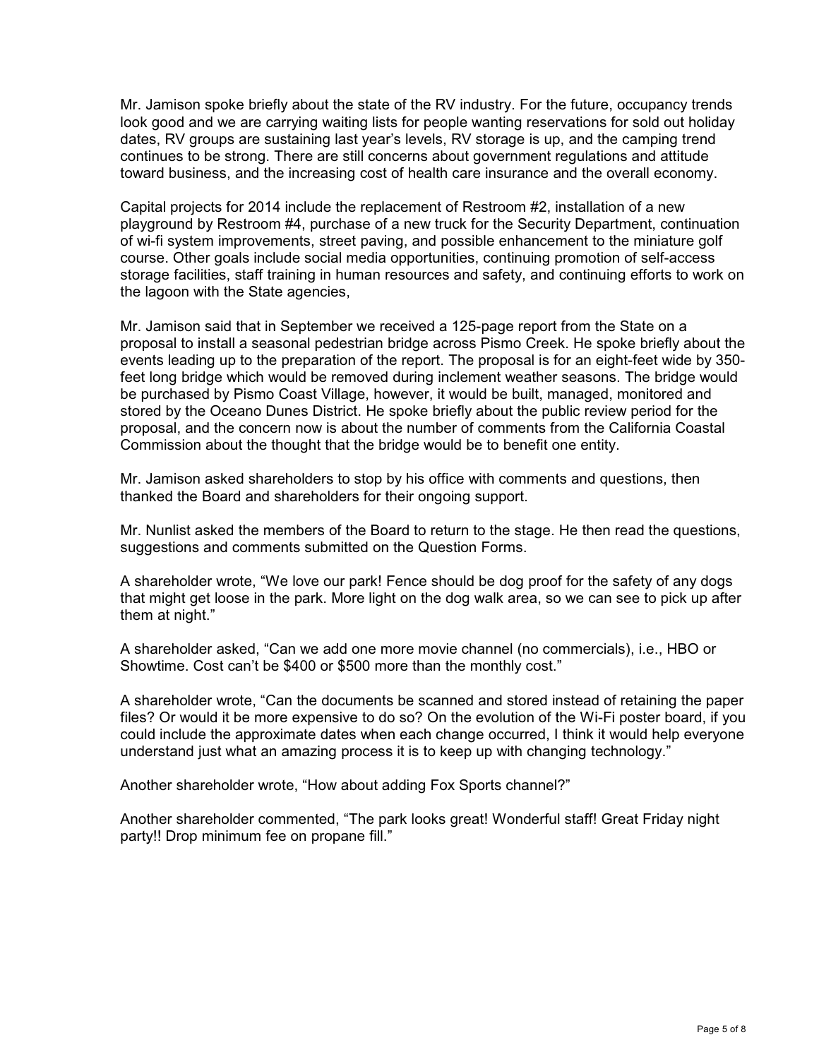Mr. Jamison spoke briefly about the state of the RV industry. For the future, occupancy trends look good and we are carrying waiting lists for people wanting reservations for sold out holiday dates, RV groups are sustaining last year's levels, RV storage is up, and the camping trend continues to be strong. There are still concerns about government regulations and attitude toward business, and the increasing cost of health care insurance and the overall economy.

Capital projects for 2014 include the replacement of Restroom #2, installation of a new playground by Restroom #4, purchase of a new truck for the Security Department, continuation of wi-fi system improvements, street paving, and possible enhancement to the miniature golf course. Other goals include social media opportunities, continuing promotion of self-access storage facilities, staff training in human resources and safety, and continuing efforts to work on the lagoon with the State agencies,

Mr. Jamison said that in September we received a 125-page report from the State on a proposal to install a seasonal pedestrian bridge across Pismo Creek. He spoke briefly about the events leading up to the preparation of the report. The proposal is for an eight-feet wide by 350-feet long bridge which would be removed during inclement weather seasons. The bridge would be purchased by Pismo Coast Village, however, it would be built, managed, monitored and stored by the Oceano Dunes District. He spoke briefly about the public review period for the proposal, and the concern now is about the number of comments from the California Coastal Commission about the thought that the bridge would be to benefit one entity.

Mr. Jamison asked shareholders to stop by his office with comments and questions, then thanked the Board and shareholders for their ongoing support.

Mr. Nunlist asked the members of the Board to return to the stage. He then read the questions, suggestions and comments submitted on the Question Forms.

A shareholder wrote, "We love our park! Fence should be dog proof for the safety of any dogs that might get loose in the park. More light on the dog walk area, so we can see to pick up after them at night."

A shareholder asked, "Can we add one more movie channel (no commercials), i.e., HBO or Showtime. Cost can't be $400 or $500 more than the monthly cost."

A shareholder wrote, "Can the documents be scanned and stored instead of retaining the paper files? Or would it be more expensive to do so? On the evolution of the Wi-Fi poster board, if you could include the approximate dates when each change occurred, I think it would help everyone understand just what an amazing process it is to keep up with changing technology."

Another shareholder wrote, "How about adding Fox Sports channel?"

Another shareholder commented, "The park looks great! Wonderful staff! Great Friday night party!! Drop minimum fee on propane fill."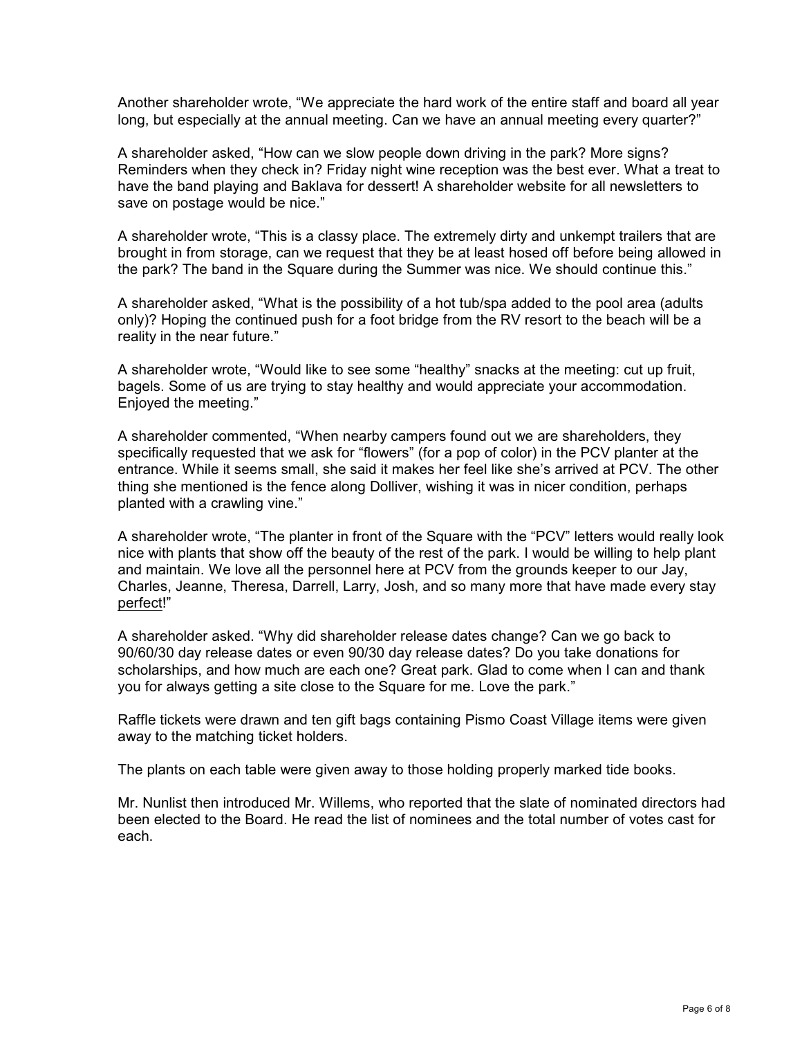Another shareholder wrote, “We appreciate the hard work of the entire staff and board all year long, but especially at the annual meeting. Can we have an annual meeting every quarter?”

A shareholder asked, “How can we slow people down driving in the park? More signs? Reminders when they check in? Friday night wine reception was the best ever. What a treat to have the band playing and Baklava for dessert! A shareholder website for all newsletters to save on postage would be nice.”

A shareholder wrote, “This is a classy place. The extremely dirty and unkempt trailers that are brought in from storage, can we request that they be at least hosed off before being allowed in the park? The band in the Square during the Summer was nice. We should continue this.”

A shareholder asked, “What is the possibility of a hot tub/spa added to the pool area (adults only)? Hoping the continued push for a foot bridge from the RV resort to the beach will be a reality in the near future.”

A shareholder wrote, “Would like to see some “healthy” snacks at the meeting: cut up fruit, bagels. Some of us are trying to stay healthy and would appreciate your accommodation. Enjoyed the meeting.”

A shareholder commented, “When nearby campers found out we are shareholders, they specifically requested that we ask for “flowers” (for a pop of color) in the PCV planter at the entrance. While it seems small, she said it makes her feel like she’s arrived at PCV. The other thing she mentioned is the fence along Dolliver, wishing it was in nicer condition, perhaps planted with a crawling vine.”

A shareholder wrote, “The planter in front of the Square with the “PCV” letters would really look nice with plants that show off the beauty of the rest of the park. I would be willing to help plant and maintain. We love all the personnel here at PCV from the grounds keeper to our Jay, Charles, Jeanne, Theresa, Darrell, Larry, Josh, and so many more that have made every stay <u>perfect</u>!”

A shareholder asked. “Why did shareholder release dates change? Can we go back to 90/60/30 day release dates or even 90/30 day release dates? Do you take donations for scholarships, and how much are each one? Great park. Glad to come when I can and thank you for always getting a site close to the Square for me. Love the park.”

Raffle tickets were drawn and ten gift bags containing Pismo Coast Village items were given away to the matching ticket holders.

The plants on each table were given away to those holding properly marked tide books.

Mr. Nunlist then introduced Mr. Willems, who reported that the slate of nominated directors had been elected to the Board. He read the list of nominees and the total number of votes cast for each.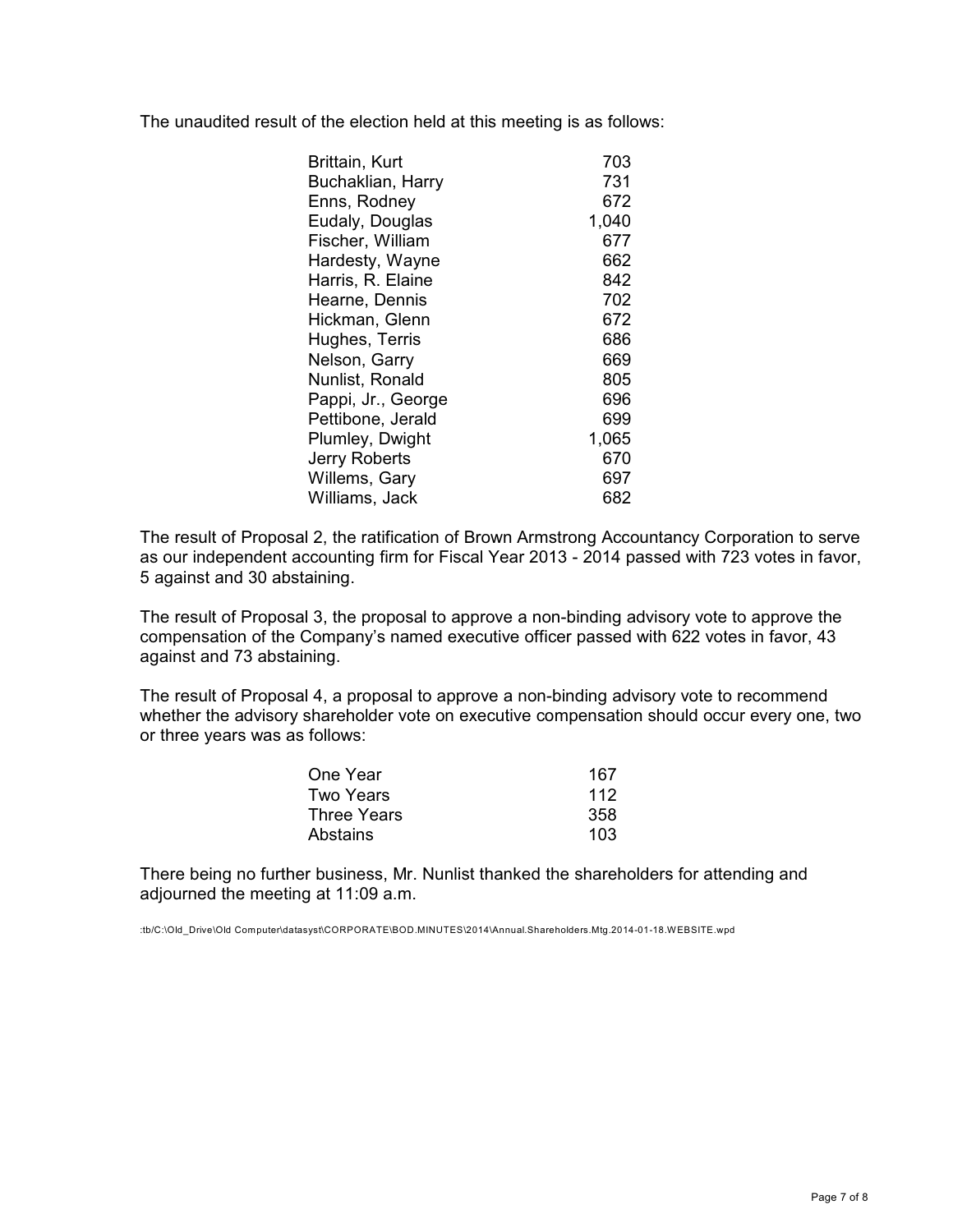The unaudited result of the election held at this meeting is as follows:

| | |
|---|---|
| Brittain, Kurt | 703 |
| Buchaklian, Harry | 731 |
| Enns, Rodney | 672 |
| Eudaly, Douglas | 1,040 |
| Fischer, William | 677 |
| Hardesty, Wayne | 662 |
| Harris, R. Elaine | 842 |
| Hearne, Dennis | 702 |
| Hickman, Glenn | 672 |
| Hughes, Terris | 686 |
| Nelson, Garry | 669 |
| Nunlist, Ronald | 805 |
| Pappi, Jr., George | 696 |
| Pettibone, Jerald | 699 |
| Plumley, Dwight | 1,065 |
| Jerry Roberts | 670 |
| Willems, Gary | 697 |
| Williams, Jack | 682 |

The result of Proposal 2, the ratification of Brown Armstrong Accountancy Corporation to serve as our independent accounting firm for Fiscal Year 2013 - 2014 passed with 723 votes in favor, 5 against and 30 abstaining.

The result of Proposal 3, the proposal to approve a non-binding advisory vote to approve the compensation of the Company's named executive officer passed with 622 votes in favor, 43 against and 73 abstaining.

The result of Proposal 4, a proposal to approve a non-binding advisory vote to recommend whether the advisory shareholder vote on executive compensation should occur every one, two or three years was as follows:

| | |
|---|---|
| One Year | 167 |
| Two Years | 112 |
| Three Years | 358 |
| Abstains | 103 |

There being no further business, Mr. Nunlist thanked the shareholders for attending and adjourned the meeting at 11:09 a.m.

:tb/C:\Old_Drive\Old Computer\datasyst\CORPORATE\BOD.MINUTES\2014\Annual.Shareholders.Mtg.2014-01-18.WEBSITE.wpd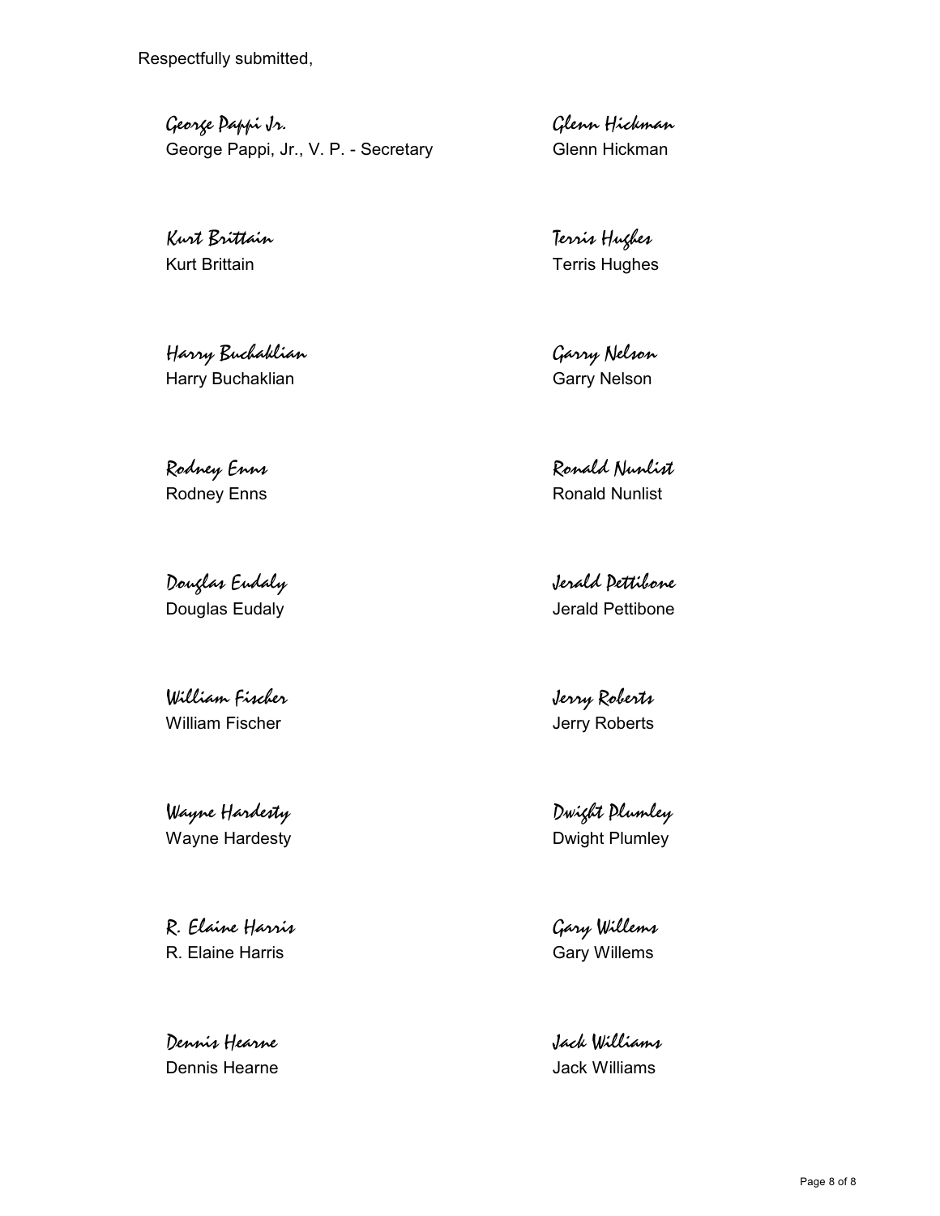Respectfully submitted,

*George Pappi Jr.*
George Pappi, Jr., V. P. - Secretary

*Glenn Hickman*
Glenn Hickman

*Kurt Brittain*
Kurt Brittain

*Terris Hughes*
Terris Hughes

*Harry Buchaklian*
Harry Buchaklian

*Garry Nelson*
Garry Nelson

*Rodney Enns*
Rodney Enns

*Ronald Nunlist*
Ronald Nunlist

*Douglas Eudaly*
Douglas Eudaly

*Jerald Pettibone*
Jerald Pettibone

*William Fischer*
William Fischer

*Jerry Roberts*
Jerry Roberts

*Wayne Hardesty*
Wayne Hardesty

*Dwight Plumley*
Dwight Plumley

*R. Elaine Harris*
R. Elaine Harris

*Gary Willems*
Gary Willems

*Dennis Hearne*
Dennis Hearne

*Jack Williams*
Jack Williams